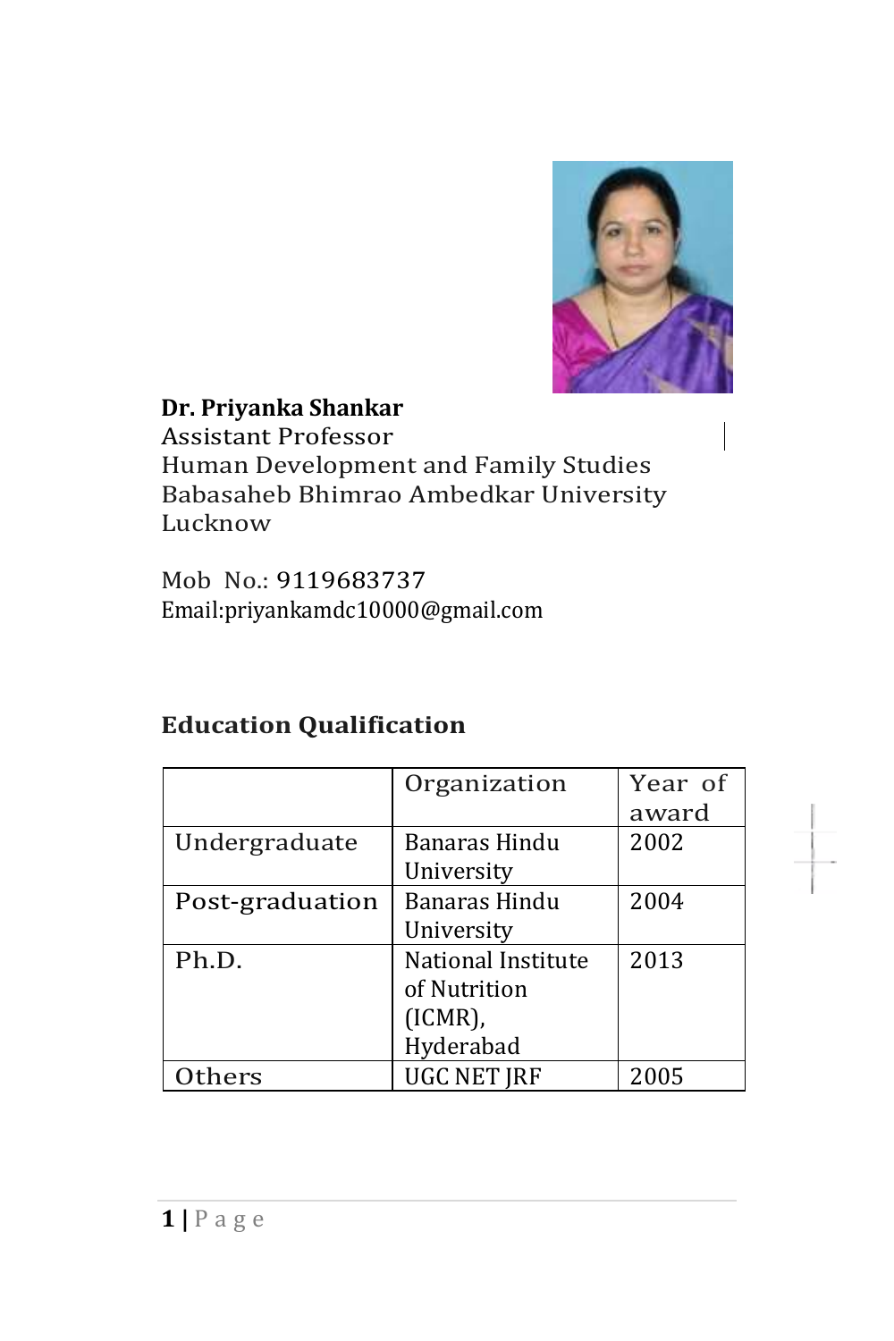**Dr. Priyanka Shankar**
Assistant Professor
Human Development and Family Studies
Babasaheb Bhimrao Ambedkar University
Lucknow

Mob No.: 9119683737
Email:priyankamdc10000@gmail.com

## Education Qualification

| | Organization | Year of award |
|---|---|---|
| Undergraduate | Banaras Hindu University | 2002 |
| Post-graduation | Banaras Hindu University | 2004 |
| Ph.D. | National Institute of Nutrition (ICMR), Hyderabad | 2013 |
| Others | UGC NET JRF | 2005 |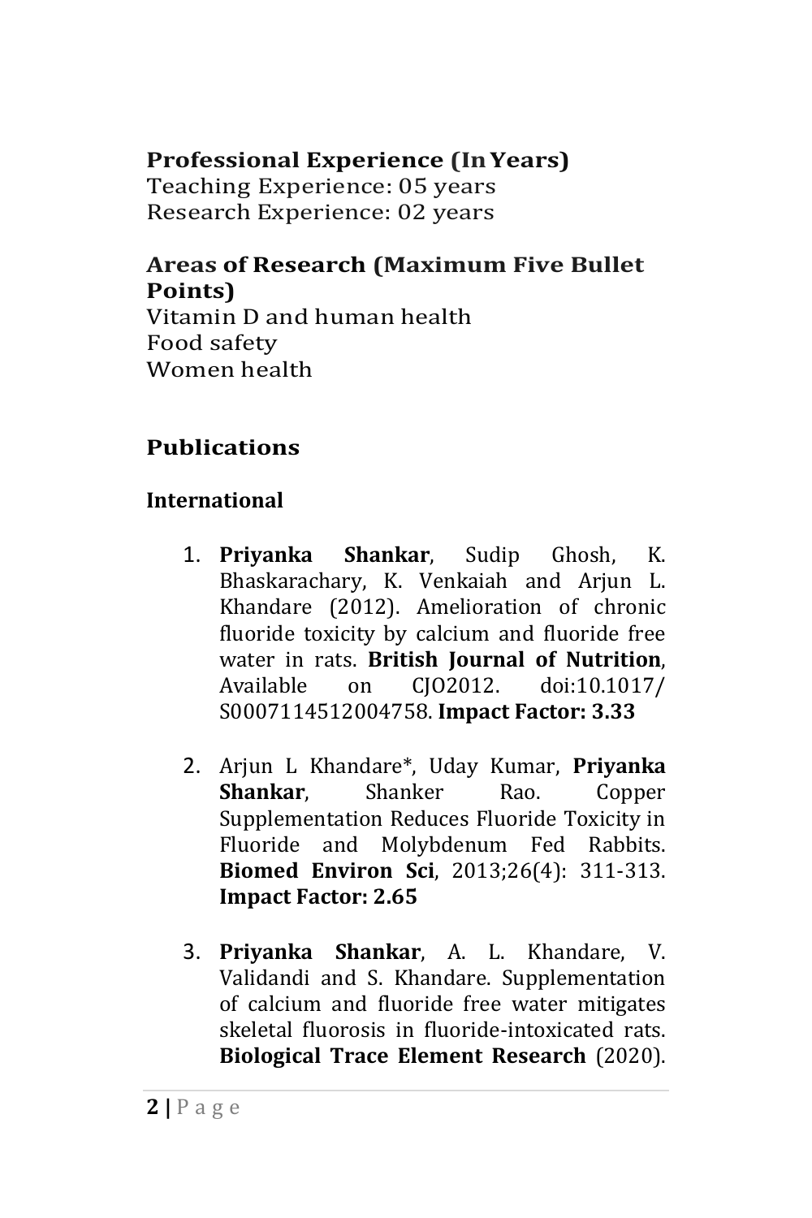**Professional Experience (In Years)**
Teaching Experience: 05 years
Research Experience: 02 years

**Areas of Research (Maximum Five Bullet Points)**
Vitamin D and human health
Food safety
Women health

## Publications

### International

1. **Priyanka Shankar**, Sudip Ghosh, K. Bhaskarachary, K. Venkaiah and Arjun L. Khandare (2012). Amelioration of chronic fluoride toxicity by calcium and fluoride free water in rats. **British Journal of Nutrition**, Available on CJO2012. doi:10.1017/ S0007114512004758. **Impact Factor: 3.33**

2. Arjun L Khandare*, Uday Kumar, **Priyanka Shankar**, Shanker Rao. Copper Supplementation Reduces Fluoride Toxicity in Fluoride and Molybdenum Fed Rabbits. **Biomed Environ Sci**, 2013;26(4): 311-313. **Impact Factor: 2.65**

3. **Priyanka Shankar**, A. L. Khandare, V. Validandi and S. Khandare. Supplementation of calcium and fluoride free water mitigates skeletal fluorosis in fluoride-intoxicated rats. **Biological Trace Element Research** (2020).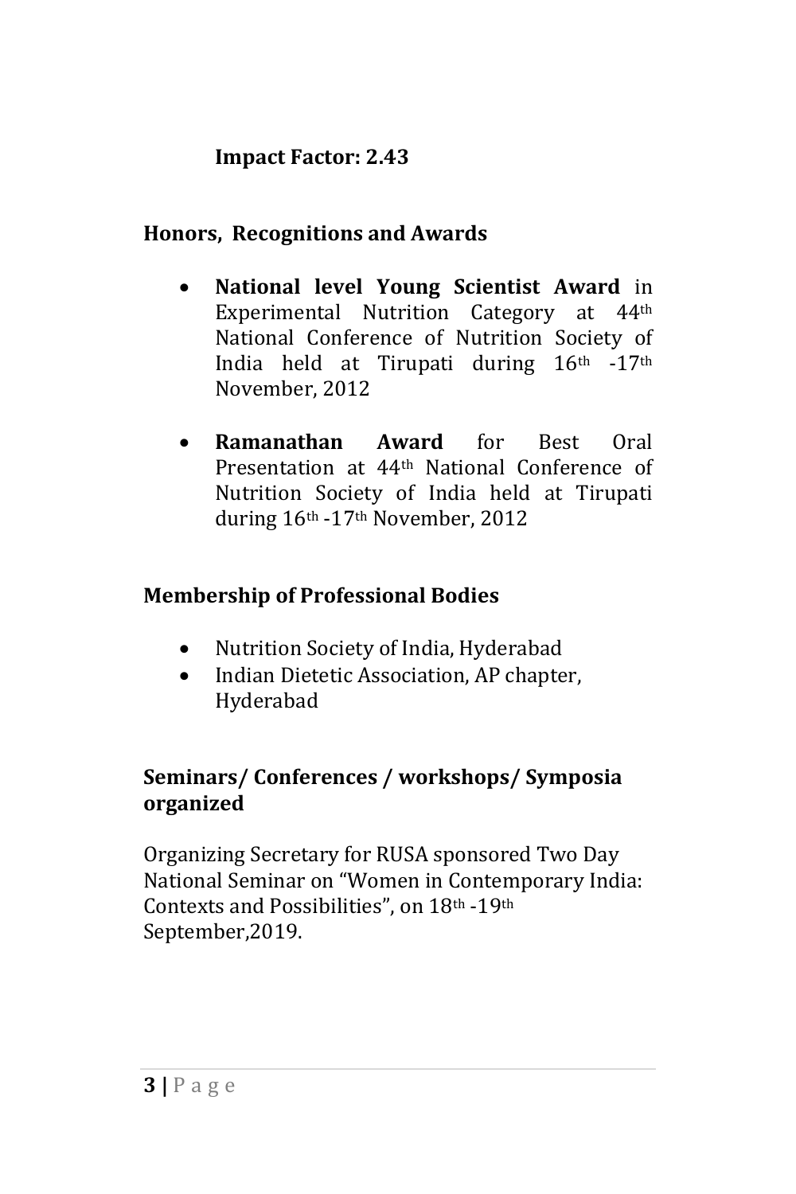**Impact Factor: 2.43**

## Honors, Recognitions and Awards

- **National level Young Scientist Award** in Experimental Nutrition Category at 44th National Conference of Nutrition Society of India held at Tirupati during 16th -17th November, 2012

- **Ramanathan Award** for Best Oral Presentation at 44th National Conference of Nutrition Society of India held at Tirupati during 16th -17th November, 2012

## Membership of Professional Bodies

- Nutrition Society of India, Hyderabad
- Indian Dietetic Association, AP chapter, Hyderabad

## Seminars/ Conferences / workshops/ Symposia organized

Organizing Secretary for RUSA sponsored Two Day National Seminar on "Women in Contemporary India: Contexts and Possibilities", on 18th -19th September,2019.